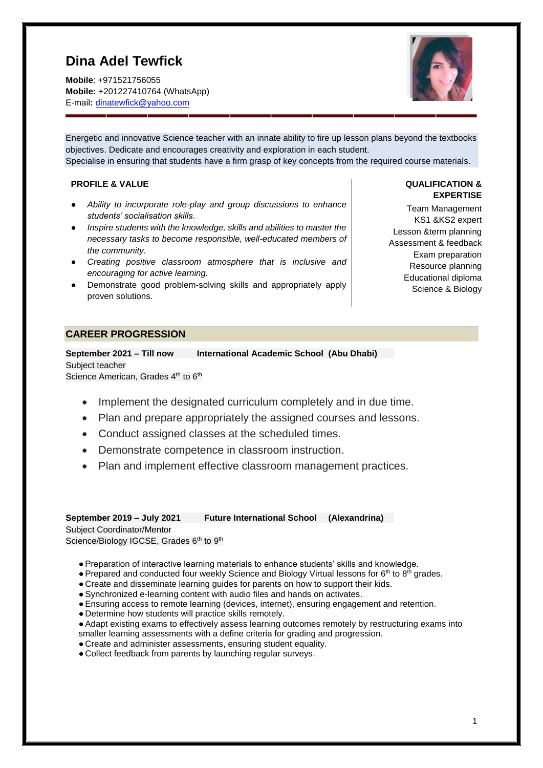# Dina Adel Tewfick

**Mobile**: +971521756055
**Mobile:** +201227410764 (WhatsApp)
E-mail**:** dinatewfick@yahoo.com

Energetic and innovative Science teacher with an innate ability to fire up lesson plans beyond the textbooks objectives. Dedicate and encourages creativity and exploration in each student.
Specialise in ensuring that students have a firm grasp of key concepts from the required course materials.

**PROFILE & VALUE**

- *Ability to incorporate role-play and group discussions to enhance students' socialisation skills.*
- *Inspire students with the knowledge, skills and abilities to master the necessary tasks to become responsible, well-educated members of the community.*
- *Creating positive classroom atmosphere that is inclusive and encouraging for active learning.*
- Demonstrate good problem-solving skills and appropriately apply proven solutions.

**QUALIFICATION & EXPERTISE**

Team Management
KS1 &KS2 expert
Lesson &term planning
Assessment & feedback
Exam preparation
Resource planning
Educational diploma
Science & Biology

## CAREER PROGRESSION

**September 2021 – Till now** **International Academic School (Abu Dhabi)**
Subject teacher
Science American, Grades 4th to 6th

- Implement the designated curriculum completely and in due time.
- Plan and prepare appropriately the assigned courses and lessons.
- Conduct assigned classes at the scheduled times.
- Demonstrate competence in classroom instruction.
- Plan and implement effective classroom management practices.

**September 2019 – July 2021** **Future International School (Alexandrina)**
Subject Coordinator/Mentor
Science/Biology IGCSE, Grades 6th to 9th

- Preparation of interactive learning materials to enhance students' skills and knowledge.
- Prepared and conducted four weekly Science and Biology Virtual lessons for 6th to 8th grades.
- Create and disseminate learning guides for parents on how to support their kids.
- Synchronized e-learning content with audio files and hands on activates.
- Ensuring access to remote learning (devices, internet), ensuring engagement and retention.
- Determine how students will practice skills remotely.
- Adapt existing exams to effectively assess learning outcomes remotely by restructuring exams into smaller learning assessments with a define criteria for grading and progression.
- Create and administer assessments, ensuring student equality.
- Collect feedback from parents by launching regular surveys.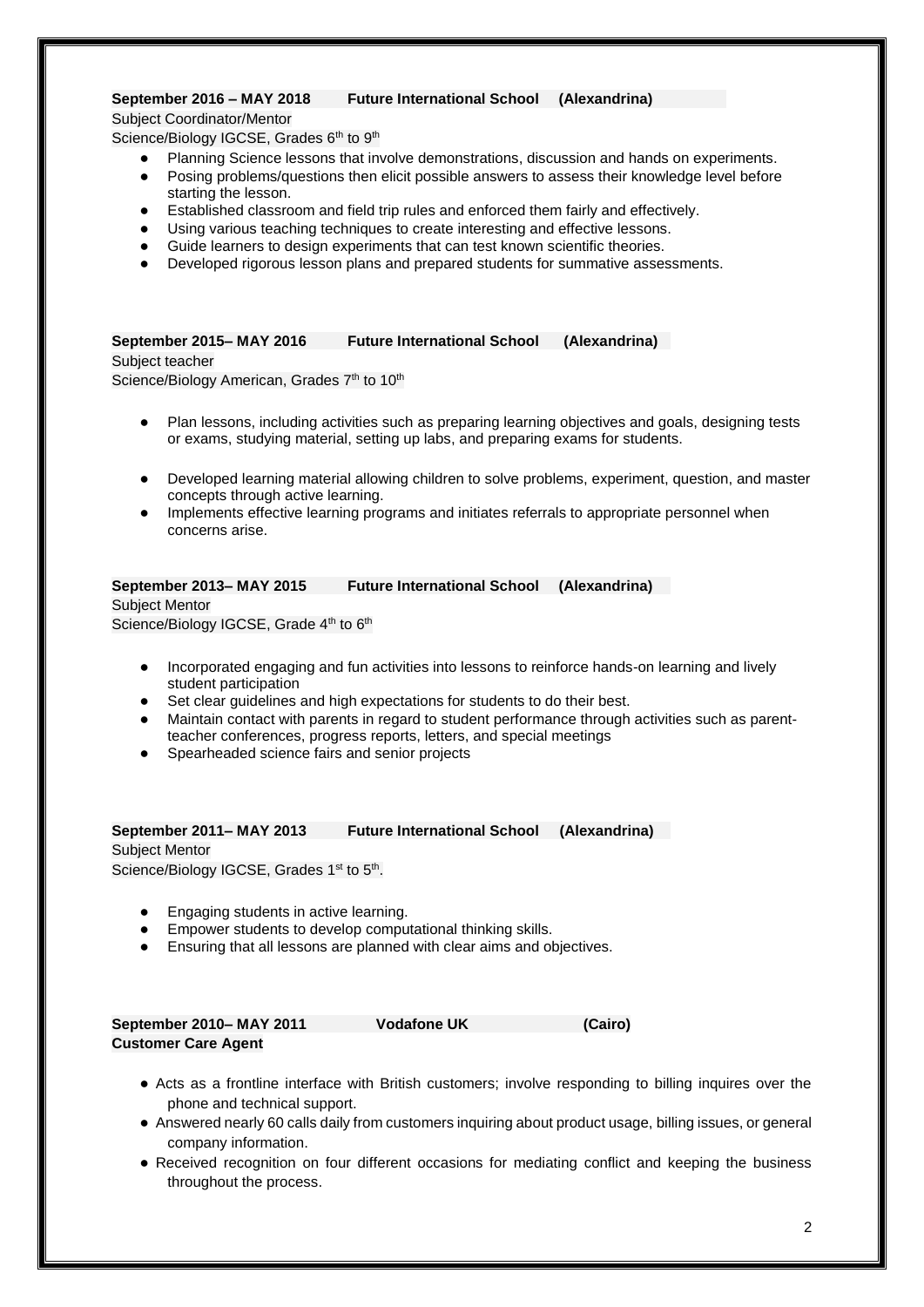**September 2016 – MAY 2018  Future International School  (Alexandrina)**

Subject Coordinator/Mentor

Science/Biology IGCSE, Grades 6th to 9th

- Planning Science lessons that involve demonstrations, discussion and hands on experiments.
- Posing problems/questions then elicit possible answers to assess their knowledge level before starting the lesson.
- Established classroom and field trip rules and enforced them fairly and effectively.
- Using various teaching techniques to create interesting and effective lessons.
- Guide learners to design experiments that can test known scientific theories.
- Developed rigorous lesson plans and prepared students for summative assessments.

**September 2015– MAY 2016  Future International School  (Alexandrina)**

Subject teacher

Science/Biology American, Grades 7th to 10th

- Plan lessons, including activities such as preparing learning objectives and goals, designing tests or exams, studying material, setting up labs, and preparing exams for students.
- Developed learning material allowing children to solve problems, experiment, question, and master concepts through active learning.
- Implements effective learning programs and initiates referrals to appropriate personnel when concerns arise.

**September 2013– MAY 2015  Future International School  (Alexandrina)**

Subject Mentor

Science/Biology IGCSE, Grade 4th to 6th

- Incorporated engaging and fun activities into lessons to reinforce hands-on learning and lively student participation
- Set clear guidelines and high expectations for students to do their best.
- Maintain contact with parents in regard to student performance through activities such as parent-teacher conferences, progress reports, letters, and special meetings
- Spearheaded science fairs and senior projects

**September 2011– MAY 2013  Future International School  (Alexandrina)**

Subject Mentor

Science/Biology IGCSE, Grades 1st to 5th.

- Engaging students in active learning.
- Empower students to develop computational thinking skills.
- Ensuring that all lessons are planned with clear aims and objectives.

**September 2010– MAY 2011  Vodafone UK  (Cairo)**

**Customer Care Agent**

- Acts as a frontline interface with British customers; involve responding to billing inquires over the phone and technical support.
- Answered nearly 60 calls daily from customers inquiring about product usage, billing issues, or general company information.
- Received recognition on four different occasions for mediating conflict and keeping the business throughout the process.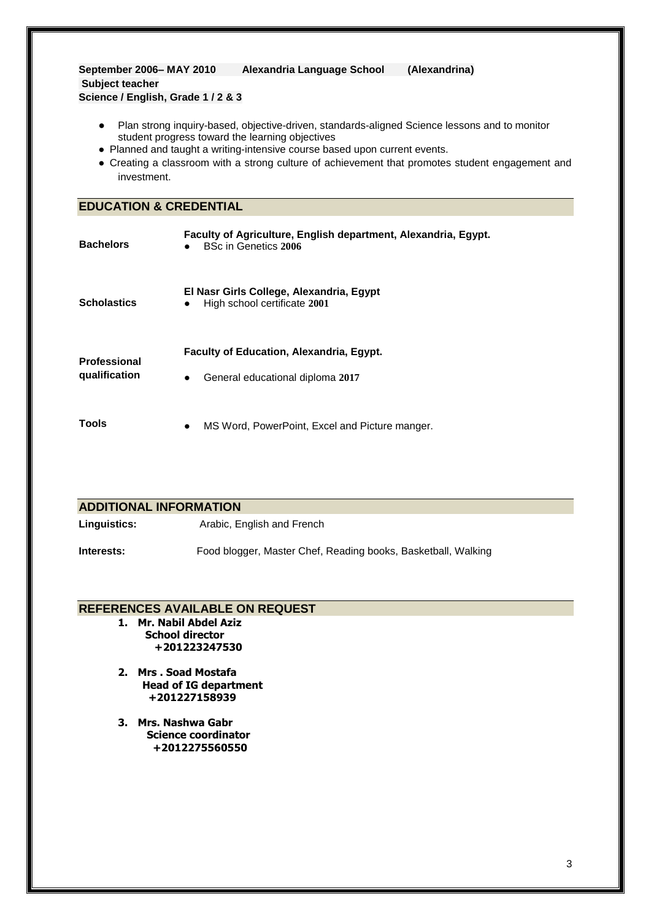**September 2006– MAY 2010 Alexandria Language School (Alexandrina)**
**Subject teacher**
**Science / English, Grade 1 / 2 & 3**

- Plan strong inquiry-based, objective-driven, standards-aligned Science lessons and to monitor student progress toward the learning objectives
- Planned and taught a writing-intensive course based upon current events.
- Creating a classroom with a strong culture of achievement that promotes student engagement and investment.

## EDUCATION & CREDENTIAL

**Bachelors**

**Faculty of Agriculture, English department, Alexandria, Egypt.**
- BSc in Genetics **2006**

**Scholastics**

**El Nasr Girls College, Alexandria, Egypt**
- High school certificate **2001**

**Professional qualification**

**Faculty of Education, Alexandria, Egypt.**
- General educational diploma **2017**

**Tools**

- MS Word, PowerPoint, Excel and Picture manger.

## ADDITIONAL INFORMATION

**Linguistics:** Arabic, English and French

**Interests:** Food blogger, Master Chef, Reading books, Basketball, Walking

## REFERENCES AVAILABLE ON REQUEST

1. **Mr. Nabil Abdel Aziz**
   **School director**
   **+201223247530**

2. **Mrs . Soad Mostafa**
   **Head of IG department**
   **+201227158939**

3. **Mrs. Nashwa Gabr**
   **Science coordinator**
   **+2012275560550**